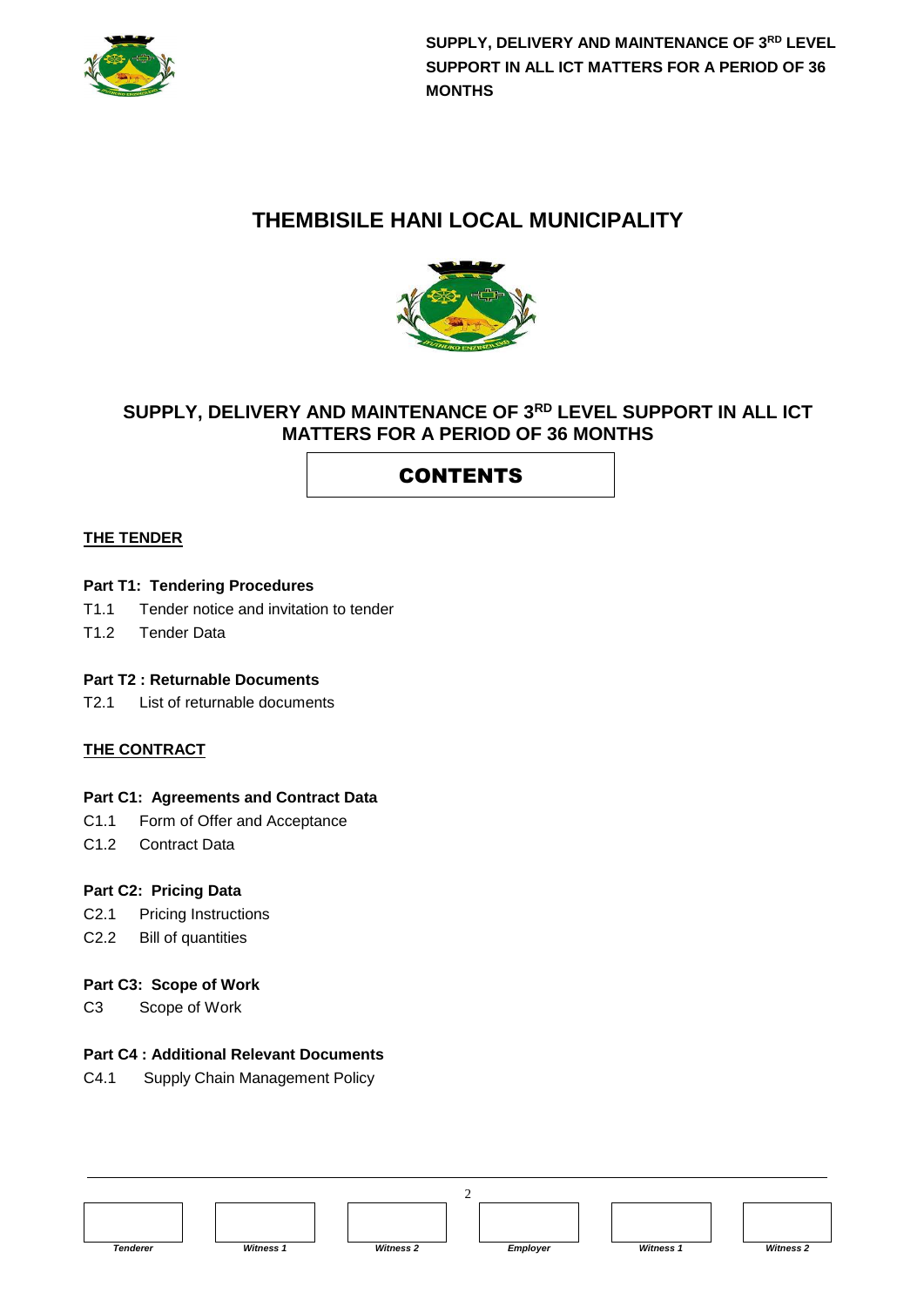# THEMBISILE HANI LOCAL MUNICIPALITY

## SUPPLY, DELIVERY AND MAINTENANCE OF 3RD LEVEL SUPPORT IN ALL ICT MATTERS FOR A PERIOD OF 36 MONTHS

## CONTENTS

**THE TENDER**

**Part T1: Tendering Procedures**

T1.1 Tender notice and invitation to tender

T1.2 Tender Data

**Part T2 : Returnable Documents**

T2.1 List of returnable documents

**THE CONTRACT**

**Part C1: Agreements and Contract Data**

C1.1 Form of Offer and Acceptance

C1.2 Contract Data

**Part C2: Pricing Data**

C2.1 Pricing Instructions

C2.2 Bill of quantities

**Part C3: Scope of Work**

C3 Scope of Work

**Part C4 : Additional Relevant Documents**

C4.1 Supply Chain Management Policy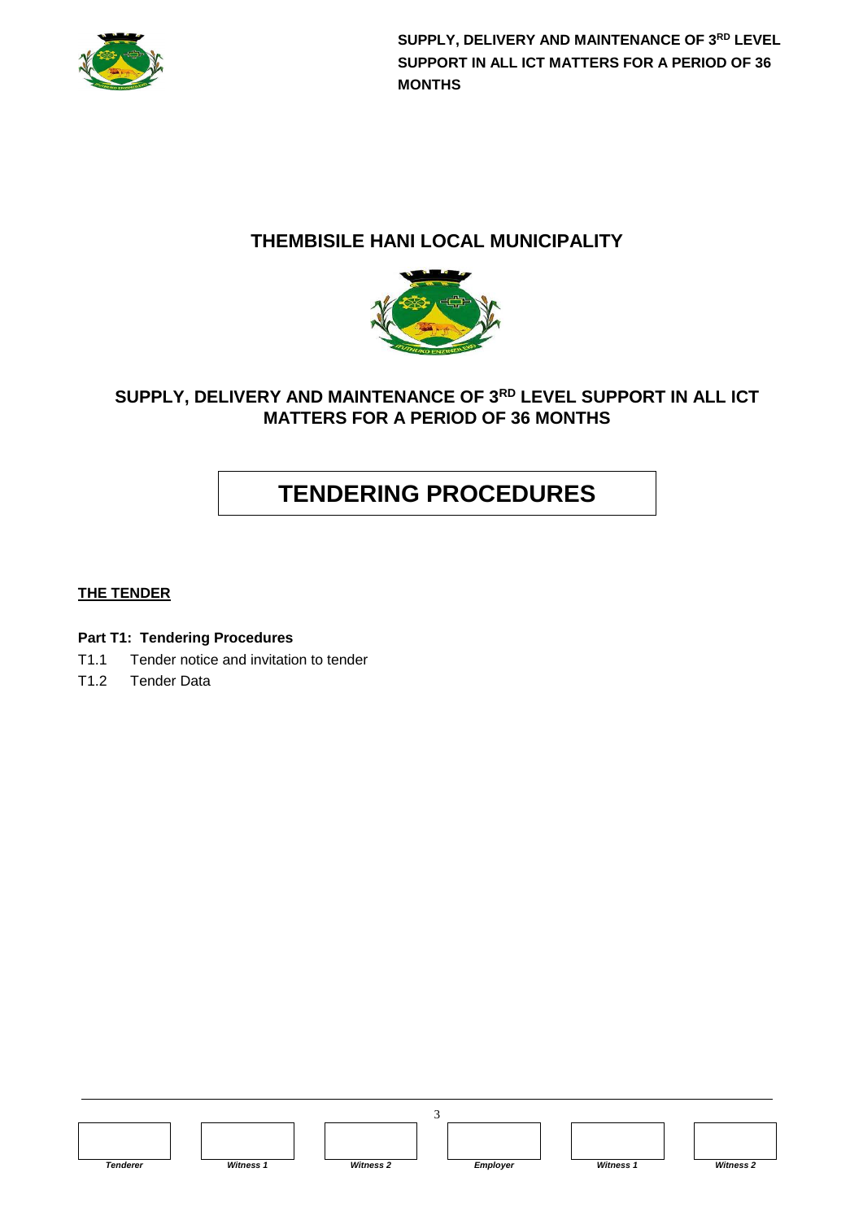# THEMBISILE HANI LOCAL MUNICIPALITY

## SUPPLY, DELIVERY AND MAINTENANCE OF 3RD LEVEL SUPPORT IN ALL ICT MATTERS FOR A PERIOD OF 36 MONTHS

# TENDERING PROCEDURES

**THE TENDER**

**Part T1: Tendering Procedures**

T1.1 Tender notice and invitation to tender

T1.2 Tender Data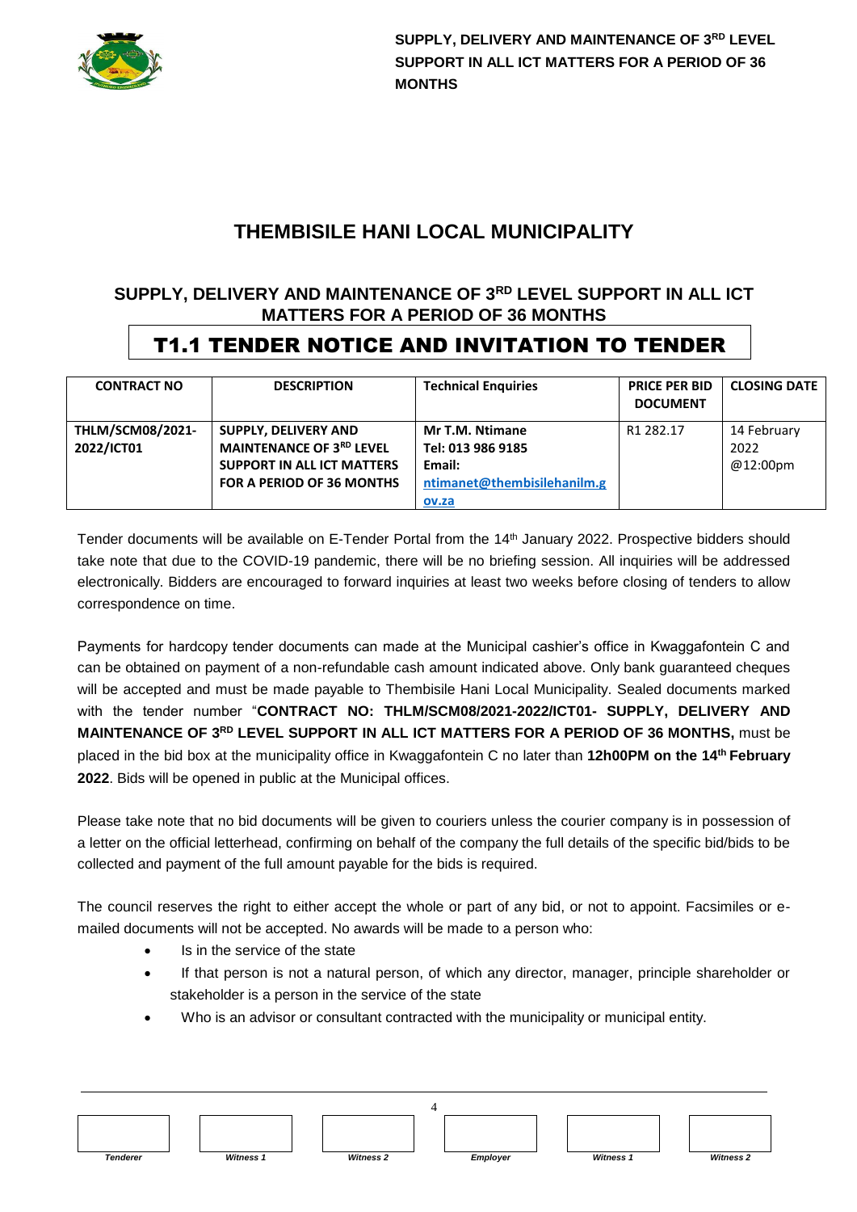# THEMBISILE HANI LOCAL MUNICIPALITY

## SUPPLY, DELIVERY AND MAINTENANCE OF 3RD LEVEL SUPPORT IN ALL ICT MATTERS FOR A PERIOD OF 36 MONTHS

## T1.1 TENDER NOTICE AND INVITATION TO TENDER

| CONTRACT NO | DESCRIPTION | Technical Enquiries | PRICE PER BID DOCUMENT | CLOSING DATE |
|---|---|---|---|---|
| **THLM/SCM08/2021-2022/ICT01** | **SUPPLY, DELIVERY AND MAINTENANCE OF 3RD LEVEL SUPPORT IN ALL ICT MATTERS FOR A PERIOD OF 36 MONTHS** | **Mr T.M. Ntimane Tel: 013 986 9185 Email: ntimanet@thembisilehanilm.gov.za** | R1 282.17 | 14 February 2022 @12:00pm |

Tender documents will be available on E-Tender Portal from the 14th January 2022. Prospective bidders should take note that due to the COVID-19 pandemic, there will be no briefing session. All inquiries will be addressed electronically. Bidders are encouraged to forward inquiries at least two weeks before closing of tenders to allow correspondence on time.

Payments for hardcopy tender documents can made at the Municipal cashier's office in Kwaggafontein C and can be obtained on payment of a non-refundable cash amount indicated above. Only bank guaranteed cheques will be accepted and must be made payable to Thembisile Hani Local Municipality. Sealed documents marked with the tender number "**CONTRACT NO: THLM/SCM08/2021-2022/ICT01- SUPPLY, DELIVERY AND MAINTENANCE OF 3RD LEVEL SUPPORT IN ALL ICT MATTERS FOR A PERIOD OF 36 MONTHS,** must be placed in the bid box at the municipality office in Kwaggafontein C no later than **12h00PM on the 14th February 2022**. Bids will be opened in public at the Municipal offices.

Please take note that no bid documents will be given to couriers unless the courier company is in possession of a letter on the official letterhead, confirming on behalf of the company the full details of the specific bid/bids to be collected and payment of the full amount payable for the bids is required.

The council reserves the right to either accept the whole or part of any bid, or not to appoint. Facsimiles or e-mailed documents will not be accepted. No awards will be made to a person who:

- Is in the service of the state
- If that person is not a natural person, of which any director, manager, principle shareholder or stakeholder is a person in the service of the state
- Who is an advisor or consultant contracted with the municipality or municipal entity.

| | | | | | |
|---|---|---|---|---|---|
| *Tenderer* | *Witness 1* | *Witness 2* | *Employer* | *Witness 1* | *Witness 2* |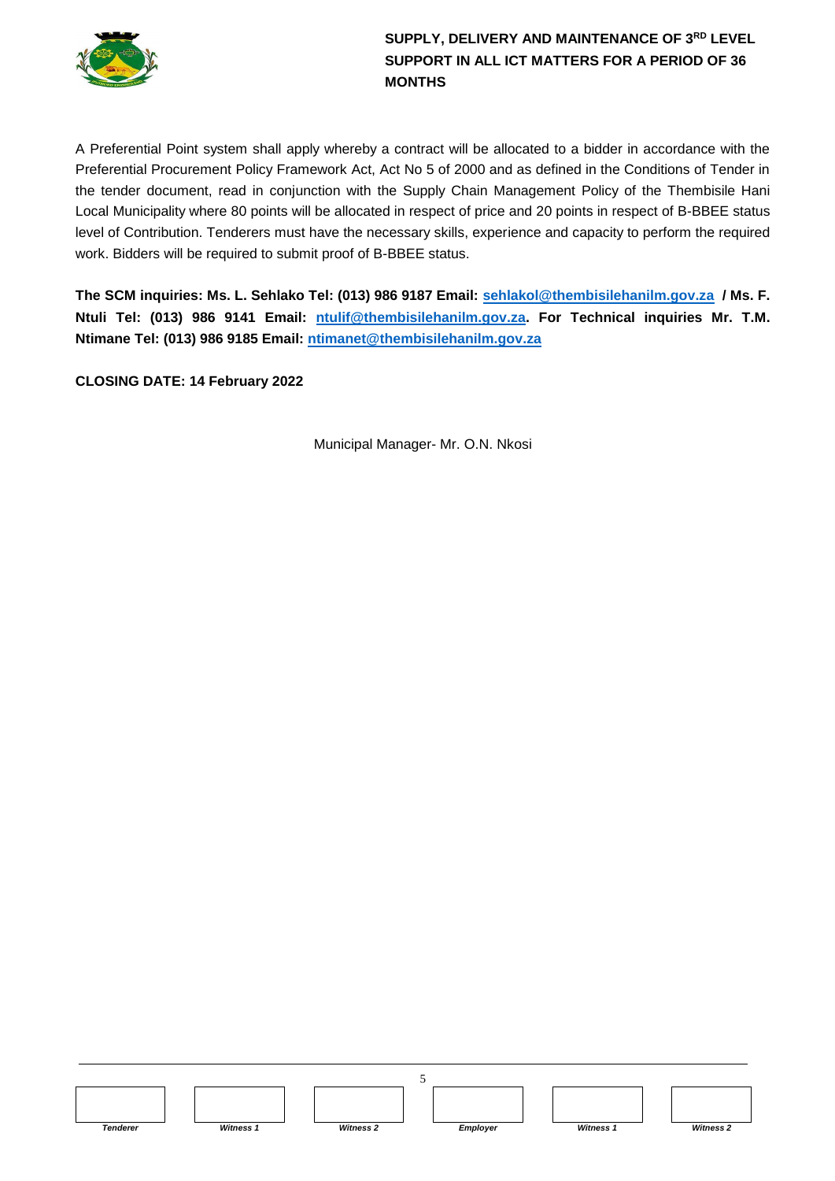A Preferential Point system shall apply whereby a contract will be allocated to a bidder in accordance with the Preferential Procurement Policy Framework Act, Act No 5 of 2000 and as defined in the Conditions of Tender in the tender document, read in conjunction with the Supply Chain Management Policy of the Thembisile Hani Local Municipality where 80 points will be allocated in respect of price and 20 points in respect of B-BBEE status level of Contribution. Tenderers must have the necessary skills, experience and capacity to perform the required work. Bidders will be required to submit proof of B-BBEE status.

**The SCM inquiries: Ms. L. Sehlako Tel: (013) 986 9187 Email: sehlakol@thembisilehanilm.gov.za / Ms. F. Ntuli Tel: (013) 986 9141 Email: ntulif@thembisilehanilm.gov.za. For Technical inquiries Mr. T.M. Ntimane Tel: (013) 986 9185 Email: ntimanet@thembisilehanilm.gov.za**

**CLOSING DATE: 14 February 2022**

Municipal Manager- Mr. O.N. Nkosi